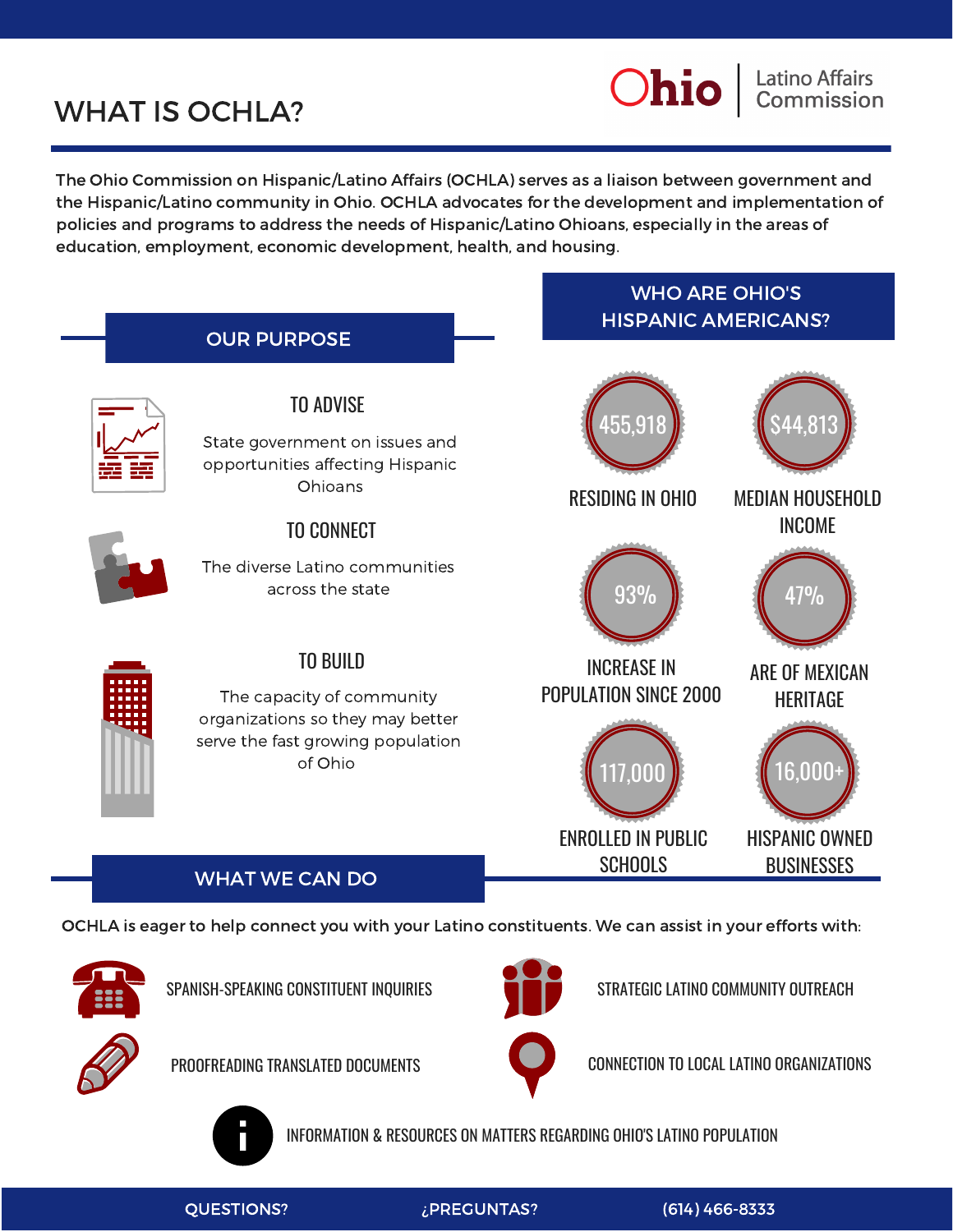# WHAT IS OCHLA?

Ohio | Latino Affairs Commission

The Ohio Commission on Hispanic/Latino Affairs (OCHLA) serves as a liaison between government and the Hispanic/Latino community in Ohio. OCHLA advocates for the development and implementation of policies and programs to address the needs of Hispanic/Latino Ohioans, especially in the areas of education, employment, economic development, health, and housing.

## OUR PURPOSE

### TO ADVISE

State government on issues and opportunities affecting Hispanic Ohioans

### TO CONNECT

The diverse Latino communities across the state

### TO BUILD

The capacity of community organizations so they may better serve the fast growing population of Ohio

## WHO ARE OHIO'S HISPANIC AMERICANS?

- **455,918** RESIDING IN OHIO
- **$44,813** MEDIAN HOUSEHOLD INCOME
- **93%** INCREASE IN POPULATION SINCE 2000
- **47%** ARE OF MEXICAN HERITAGE
- **117,000** ENROLLED IN PUBLIC SCHOOLS
- **16,000+** HISPANIC OWNED BUSINESSES

## WHAT WE CAN DO

OCHLA is eager to help connect you with your Latino constituents. We can assist in your efforts with:

- SPANISH-SPEAKING CONSTITUENT INQUIRIES
- STRATEGIC LATINO COMMUNITY OUTREACH
- PROOFREADING TRANSLATED DOCUMENTS
- CONNECTION TO LOCAL LATINO ORGANIZATIONS
- INFORMATION & RESOURCES ON MATTERS REGARDING OHIO'S LATINO POPULATION

QUESTIONS? ¿PREGUNTAS? (614) 466-8333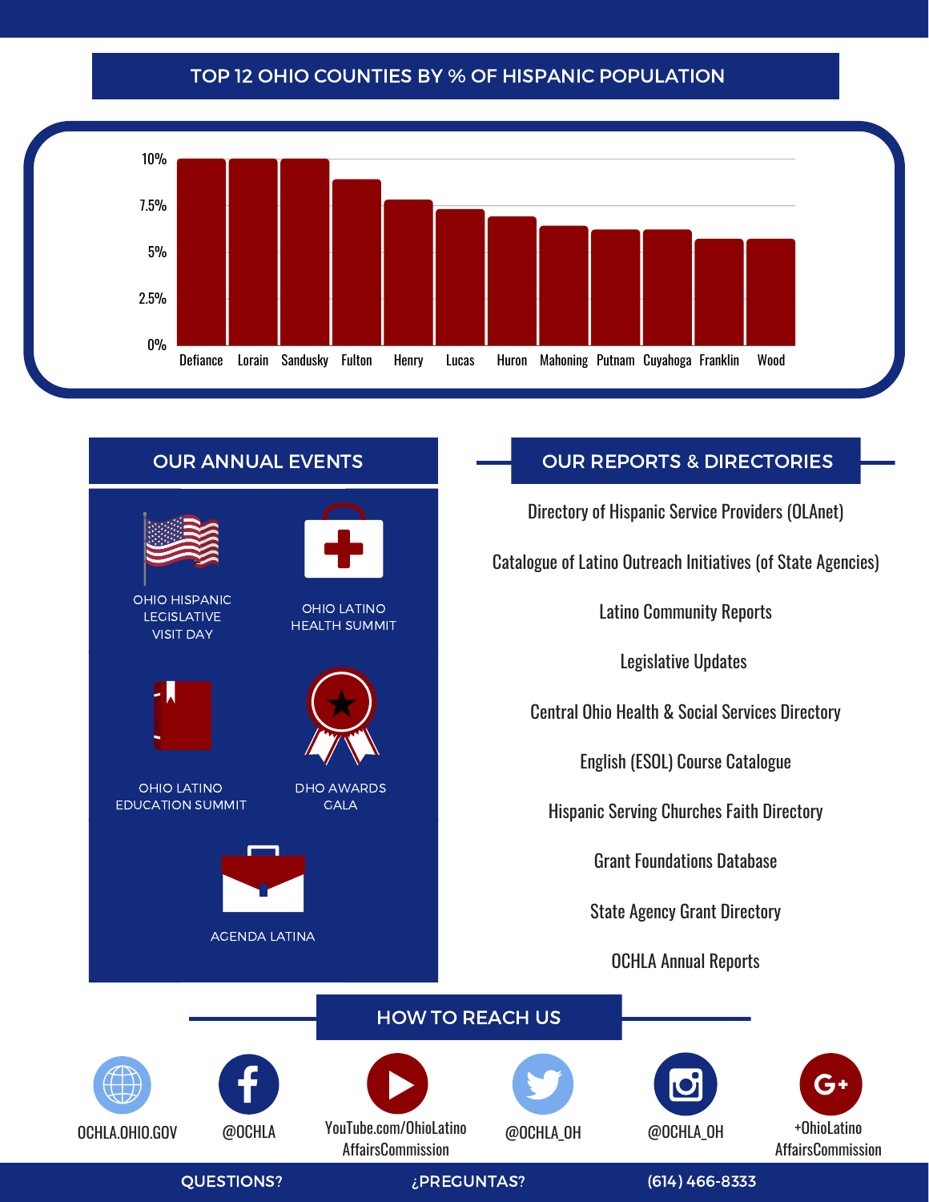## TOP 12 OHIO COUNTIES BY % OF HISPANIC POPULATION

10%
7.5%
5%
2.5%
0%

Defiance Lorain Sandusky Fulton Henry Lucas Huron Mahoning Putnam Cuyahoga Franklin Wood

## OUR ANNUAL EVENTS

- OHIO HISPANIC LEGISLATIVE VISIT DAY
- OHIO LATINO HEALTH SUMMIT
- OHIO LATINO EDUCATION SUMMIT
- DHO AWARDS GALA
- AGENDA LATINA

## OUR REPORTS & DIRECTORIES

- Directory of Hispanic Service Providers (OLAnet)
- Catalogue of Latino Outreach Initiatives (of State Agencies)
- Latino Community Reports
- Legislative Updates
- Central Ohio Health & Social Services Directory
- English (ESOL) Course Catalogue
- Hispanic Serving Churches Faith Directory
- Grant Foundations Database
- State Agency Grant Directory
- OCHLA Annual Reports

## HOW TO REACH US

- OCHLA.OHIO.GOV
- @OCHLA
- YouTube.com/OhioLatinoAffairsCommission
- @OCHLA_OH
- @OCHLA_OH
- +OhioLatinoAffairsCommission

QUESTIONS? ¿PREGUNTAS? (614) 466-8333